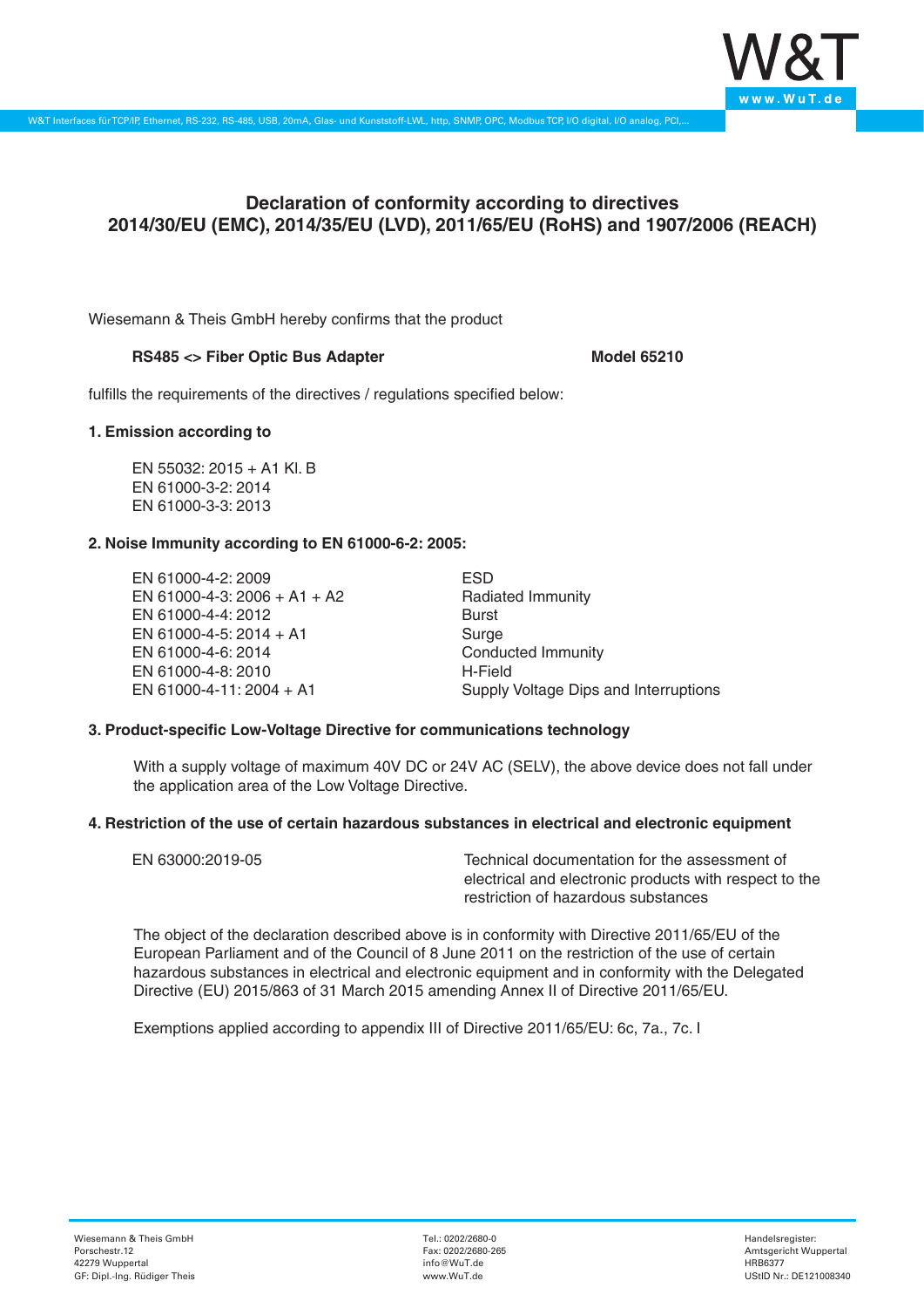# Declaration of conformity according to directives 2014/30/EU (EMC), 2014/35/EU (LVD), 2011/65/EU (RoHS) and 1907/2006 (REACH)

Wiesemann & Theis GmbH hereby confirms that the product

**RS485 <> Fiber Optic Bus Adapter** **Model 65210**

fulfills the requirements of the directives / regulations specified below:

### 1. Emission according to

EN 55032: 2015 + A1 Kl. B
EN 61000-3-2: 2014
EN 61000-3-3: 2013

### 2. Noise Immunity according to EN 61000-6-2: 2005:

| | |
|---|---|
| EN 61000-4-2: 2009 | ESD |
| EN 61000-4-3: 2006 + A1 + A2 | Radiated Immunity |
| EN 61000-4-4: 2012 | Burst |
| EN 61000-4-5: 2014 + A1 | Surge |
| EN 61000-4-6: 2014 | Conducted Immunity |
| EN 61000-4-8: 2010 | H-Field |
| EN 61000-4-11: 2004 + A1 | Supply Voltage Dips and Interruptions |

### 3. Product-specific Low-Voltage Directive for communications technology

With a supply voltage of maximum 40V DC or 24V AC (SELV), the above device does not fall under the application area of the Low Voltage Directive.

### 4. Restriction of the use of certain hazardous substances in electrical and electronic equipment

| | |
|---|---|
| EN 63000:2019-05 | Technical documentation for the assessment of electrical and electronic products with respect to the restriction of hazardous substances |

The object of the declaration described above is in conformity with Directive 2011/65/EU of the European Parliament and of the Council of 8 June 2011 on the restriction of the use of certain hazardous substances in electrical and electronic equipment and in conformity with the Delegated Directive (EU) 2015/863 of 31 March 2015 amending Annex II of Directive 2011/65/EU.

Exemptions applied according to appendix III of Directive 2011/65/EU: 6c, 7a., 7c. I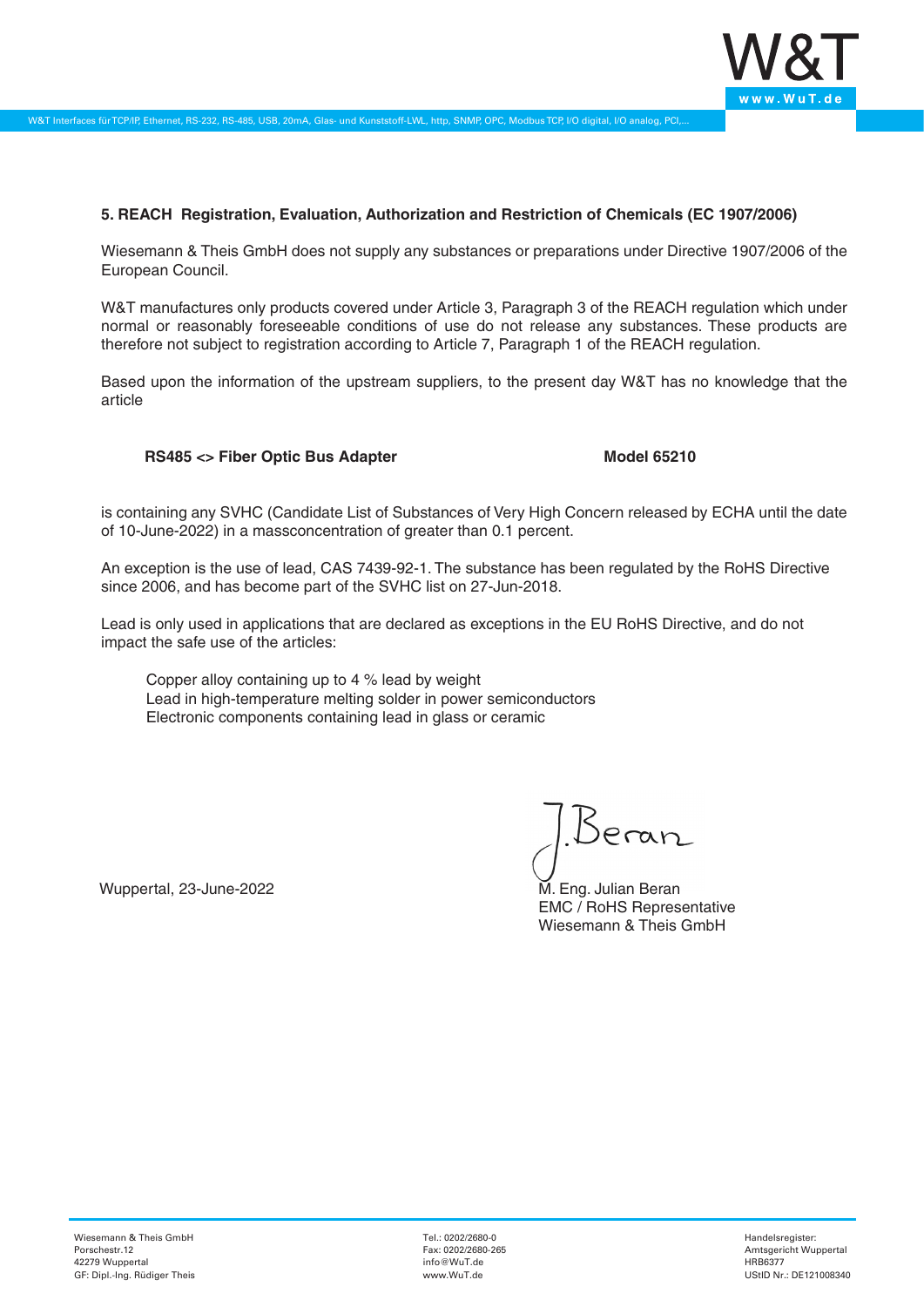## 5. REACH Registration, Evaluation, Authorization and Restriction of Chemicals (EC 1907/2006)

Wiesemann & Theis GmbH does not supply any substances or preparations under Directive 1907/2006 of the European Council.

W&T manufactures only products covered under Article 3, Paragraph 3 of the REACH regulation which under normal or reasonably foreseeable conditions of use do not release any substances. These products are therefore not subject to registration according to Article 7, Paragraph 1 of the REACH regulation.

Based upon the information of the upstream suppliers, to the present day W&T has no knowledge that the article

**RS485 <> Fiber Optic Bus Adapter** **Model 65210**

is containing any SVHC (Candidate List of Substances of Very High Concern released by ECHA until the date of 10-June-2022) in a massconcentration of greater than 0.1 percent.

An exception is the use of lead, CAS 7439-92-1. The substance has been regulated by the RoHS Directive since 2006, and has become part of the SVHC list on 27-Jun-2018.

Lead is only used in applications that are declared as exceptions in the EU RoHS Directive, and do not impact the safe use of the articles:

Copper alloy containing up to 4 % lead by weight
Lead in high-temperature melting solder in power semiconductors
Electronic components containing lead in glass or ceramic

Wuppertal, 23-June-2022

M. Eng. Julian Beran
EMC / RoHS Representative
Wiesemann & Theis GmbH